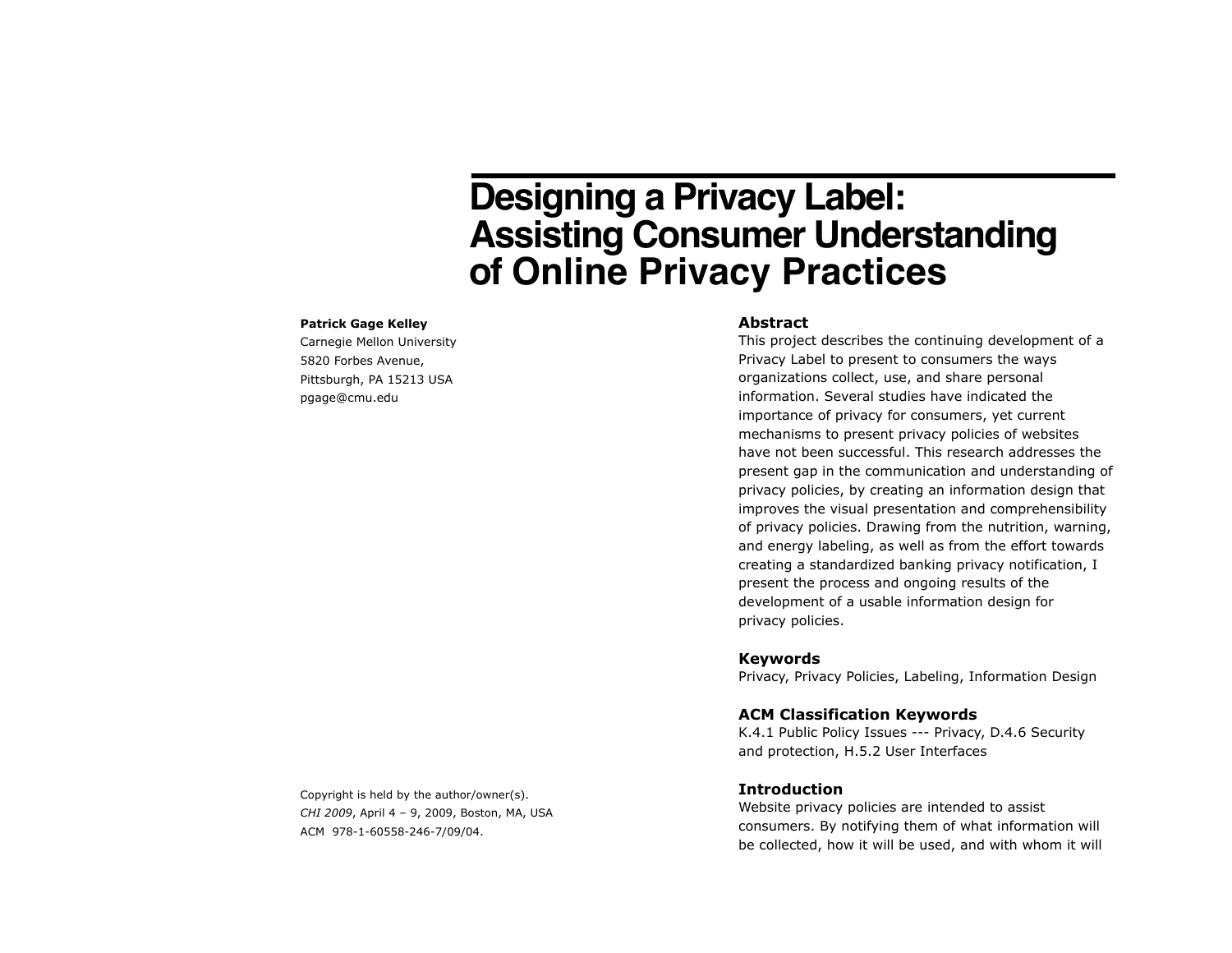# Designing a Privacy Label: Assisting Consumer Understanding of Online Privacy Practices

**Patrick Gage Kelley**
Carnegie Mellon University
5820 Forbes Avenue,
Pittsburgh, PA 15213 USA
pgage@cmu.edu

Copyright is held by the author/owner(s).
*CHI 2009*, April 4 – 9, 2009, Boston, MA, USA
ACM 978-1-60558-246-7/09/04.

## Abstract

This project describes the continuing development of a Privacy Label to present to consumers the ways organizations collect, use, and share personal information. Several studies have indicated the importance of privacy for consumers, yet current mechanisms to present privacy policies of websites have not been successful. This research addresses the present gap in the communication and understanding of privacy policies, by creating an information design that improves the visual presentation and comprehensibility of privacy policies. Drawing from the nutrition, warning, and energy labeling, as well as from the effort towards creating a standardized banking privacy notification, I present the process and ongoing results of the development of a usable information design for privacy policies.

## Keywords

Privacy, Privacy Policies, Labeling, Information Design

## ACM Classification Keywords

K.4.1 Public Policy Issues --- Privacy, D.4.6 Security and protection, H.5.2 User Interfaces

## Introduction

Website privacy policies are intended to assist consumers. By notifying them of what information will be collected, how it will be used, and with whom it will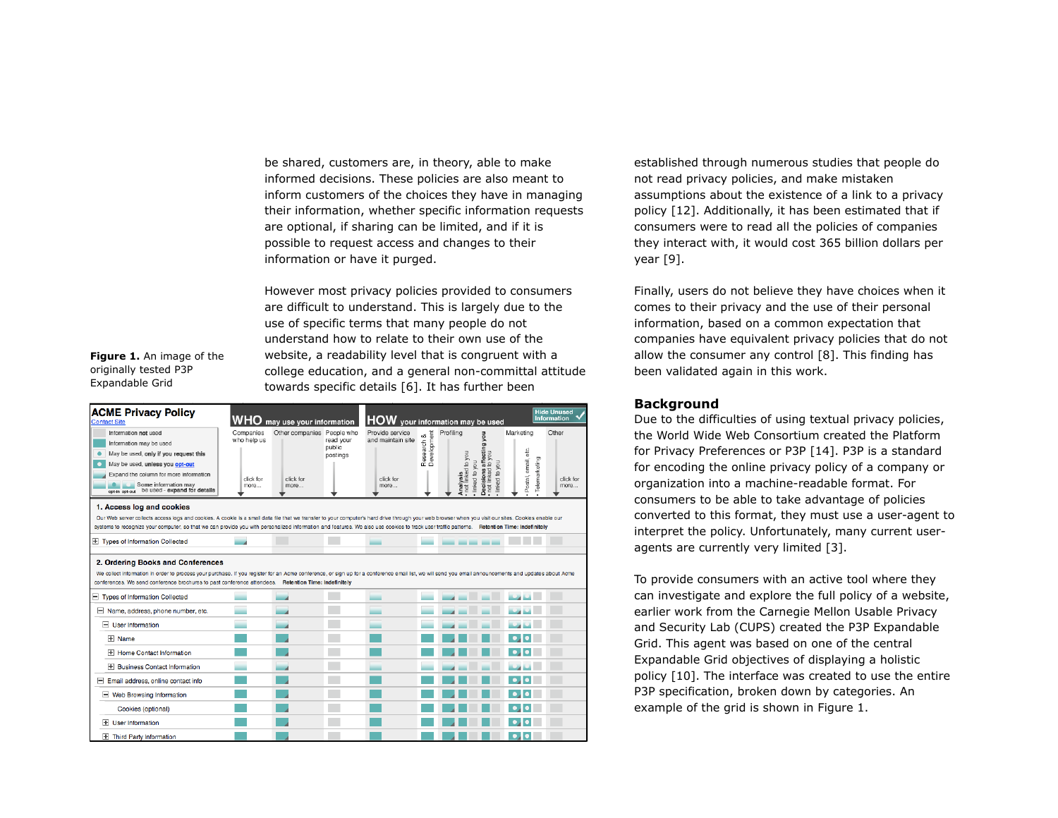be shared, customers are, in theory, able to make informed decisions. These policies are also meant to inform customers of the choices they have in managing their information, whether specific information requests are optional, if sharing can be limited, and if it is possible to request access and changes to their information or have it purged.

However most privacy policies provided to consumers are difficult to understand. This is largely due to the use of specific terms that many people do not understand how to relate to their own use of the website, a readability level that is congruent with a college education, and a general non-committal attitude towards specific details [6]. It has further been established through numerous studies that people do not read privacy policies, and make mistaken assumptions about the existence of a link to a privacy policy [12]. Additionally, it has been estimated that if consumers were to read all the policies of companies they interact with, it would cost 365 billion dollars per year [9].

**Figure 1.** An image of the originally tested P3P Expandable Grid

Finally, users do not believe they have choices when it comes to their privacy and the use of their personal information, based on a common expectation that companies have equivalent privacy policies that do not allow the consumer any control [8]. This finding has been validated again in this work.

## Background

Due to the difficulties of using textual privacy policies, the World Wide Web Consortium created the Platform for Privacy Preferences or P3P [14]. P3P is a standard for encoding the online privacy policy of a company or organization into a machine-readable format. For consumers to be able to take advantage of policies converted to this format, they must use a user-agent to interpret the policy. Unfortunately, many current user-agents are currently very limited [3].

To provide consumers with an active tool where they can investigate and explore the full policy of a website, earlier work from the Carnegie Mellon Usable Privacy and Security Lab (CUPS) created the P3P Expandable Grid. This agent was based on one of the central Expandable Grid objectives of displaying a holistic policy [10]. The interface was created to use the entire P3P specification, broken down by categories. An example of the grid is shown in Figure 1.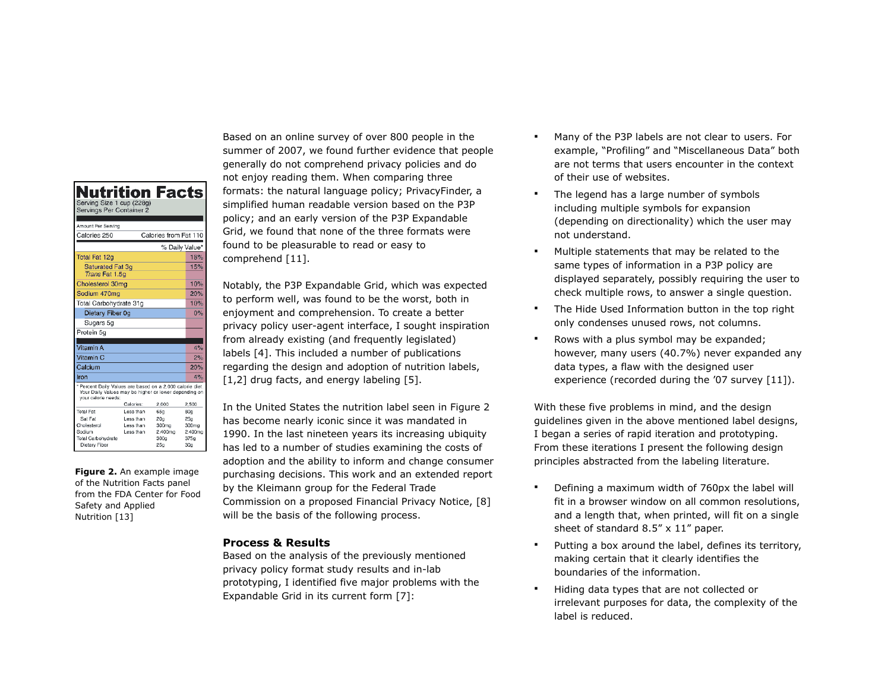**Nutrition Facts**

Serving Size 1 cup (228g)
Servings Per Container 2

| | |
|---|---|
| Amount Per Serving | |
| Calories 250 | Calories from Fat 110 |
| | % Daily Value* |
| Total Fat 12g | 18% |
| Saturated Fat 3g | 15% |
| *Trans* Fat 1.5g | |
| Cholesterol 30mg | 10% |
| Sodium 470mg | 20% |
| Total Carbohydrate 31g | 10% |
| Dietary Fiber 0g | 0% |
| Sugars 5g | |
| Protein 5g | |
| Vitamin A | 4% |
| Vitamin C | 2% |
| Calcium | 20% |
| Iron | 4% |

* Percent Daily Values are based on a 2,000 calorie diet. Your Daily Values may be higher or lower depending on your calorie needs:

| | | | |
|---|---|---|---|
| | Calories: | 2,000 | 2,500 |
| Total Fat | Less than | 65g | 80g |
| Sat Fat | Less than | 20g | 25g |
| Cholesterol | Less than | 300mg | 300mg |
| Sodium | Less than | 2,400mg | 2,400mg |
| Total Carbohydrate | | 300g | 375g |
| Dietary Fiber | | 25g | 30g |

**Figure 2.** An example image of the Nutrition Facts panel from the FDA Center for Food Safety and Applied Nutrition [13]

Based on an online survey of over 800 people in the summer of 2007, we found further evidence that people generally do not comprehend privacy policies and do not enjoy reading them. When comparing three formats: the natural language policy; PrivacyFinder, a simplified human readable version based on the P3P policy; and an early version of the P3P Expandable Grid, we found that none of the three formats were found to be pleasurable to read or easy to comprehend [11].

Notably, the P3P Expandable Grid, which was expected to perform well, was found to be the worst, both in enjoyment and comprehension. To create a better privacy policy user-agent interface, I sought inspiration from already existing (and frequently legislated) labels [4]. This included a number of publications regarding the design and adoption of nutrition labels, [1,2] drug facts, and energy labeling [5].

In the United States the nutrition label seen in Figure 2 has become nearly iconic since it was mandated in 1990. In the last nineteen years its increasing ubiquity has led to a number of studies examining the costs of adoption and the ability to inform and change consumer purchasing decisions. This work and an extended report by the Kleimann group for the Federal Trade Commission on a proposed Financial Privacy Notice, [8] will be the basis of the following process.

## Process & Results

Based on the analysis of the previously mentioned privacy policy format study results and in-lab prototyping, I identified five major problems with the Expandable Grid in its current form [7]:

- Many of the P3P labels are not clear to users. For example, "Profiling" and "Miscellaneous Data" both are not terms that users encounter in the context of their use of websites.
- The legend has a large number of symbols including multiple symbols for expansion (depending on directionality) which the user may not understand.
- Multiple statements that may be related to the same types of information in a P3P policy are displayed separately, possibly requiring the user to check multiple rows, to answer a single question.
- The Hide Used Information button in the top right only condenses unused rows, not columns.
- Rows with a plus symbol may be expanded; however, many users (40.7%) never expanded any data types, a flaw with the designed user experience (recorded during the '07 survey [11]).

With these five problems in mind, and the design guidelines given in the above mentioned label designs, I began a series of rapid iteration and prototyping. From these iterations I present the following design principles abstracted from the labeling literature.

- Defining a maximum width of 760px the label will fit in a browser window on all common resolutions, and a length that, when printed, will fit on a single sheet of standard 8.5" x 11" paper.
- Putting a box around the label, defines its territory, making certain that it clearly identifies the boundaries of the information.
- Hiding data types that are not collected or irrelevant purposes for data, the complexity of the label is reduced.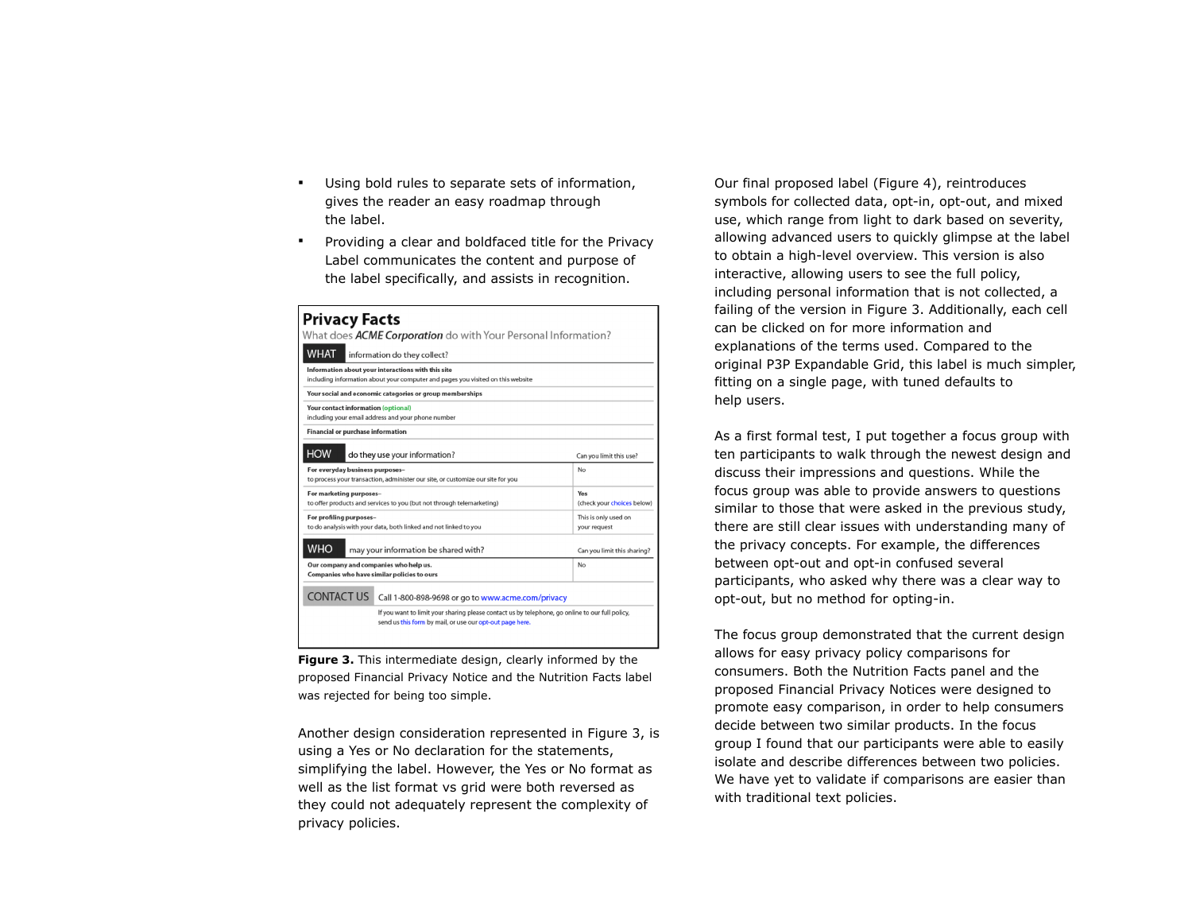- Using bold rules to separate sets of information, gives the reader an easy roadmap through the label.
- Providing a clear and boldfaced title for the Privacy Label communicates the content and purpose of the label specifically, and assists in recognition.

**Privacy Facts**

What does *ACME Corporation* do with Your Personal Information?

**WHAT** information do they collect?

**Information about your interactions with this site**
including information about your computer and pages you visited on this website

**Your social and economic categories or group memberships**

**Your contact information** (optional)
including your email address and your phone number

**Financial or purchase information**

| **HOW** do they use your information? | Can you limit this use? |
| --- | --- |
| **For everyday business purposes**– to process your transaction, administer our site, or customize our site for you | No |
| **For marketing purposes**– to offer products and services to you (but not through telemarketing) | **Yes** (check your choices below) |
| **For profiling purposes**– to do analysis with your data, both linked and not linked to you | This is only used on your request |

| **WHO** may your information be shared with? | Can you limit this sharing? |
| --- | --- |
| **Our company and companies who help us. Companies who have similar policies to ours** | No |

**CONTACT US** Call 1-800-898-9698 or go to www.acme.com/privacy

If you want to limit your sharing please contact us by telephone, go online to our full policy, send us this form by mail, or use our opt-out page here.

**Figure 3.** This intermediate design, clearly informed by the proposed Financial Privacy Notice and the Nutrition Facts label was rejected for being too simple.

Another design consideration represented in Figure 3, is using a Yes or No declaration for the statements, simplifying the label. However, the Yes or No format as well as the list format vs grid were both reversed as they could not adequately represent the complexity of privacy policies.

Our final proposed label (Figure 4), reintroduces symbols for collected data, opt-in, opt-out, and mixed use, which range from light to dark based on severity, allowing advanced users to quickly glimpse at the label to obtain a high-level overview. This version is also interactive, allowing users to see the full policy, including personal information that is not collected, a failing of the version in Figure 3. Additionally, each cell can be clicked on for more information and explanations of the terms used. Compared to the original P3P Expandable Grid, this label is much simpler, fitting on a single page, with tuned defaults to help users.

As a first formal test, I put together a focus group with ten participants to walk through the newest design and discuss their impressions and questions. While the focus group was able to provide answers to questions similar to those that were asked in the previous study, there are still clear issues with understanding many of the privacy concepts. For example, the differences between opt-out and opt-in confused several participants, who asked why there was a clear way to opt-out, but no method for opting-in.

The focus group demonstrated that the current design allows for easy privacy policy comparisons for consumers. Both the Nutrition Facts panel and the proposed Financial Privacy Notices were designed to promote easy comparison, in order to help consumers decide between two similar products. In the focus group I found that our participants were able to easily isolate and describe differences between two policies. We have yet to validate if comparisons are easier than with traditional text policies.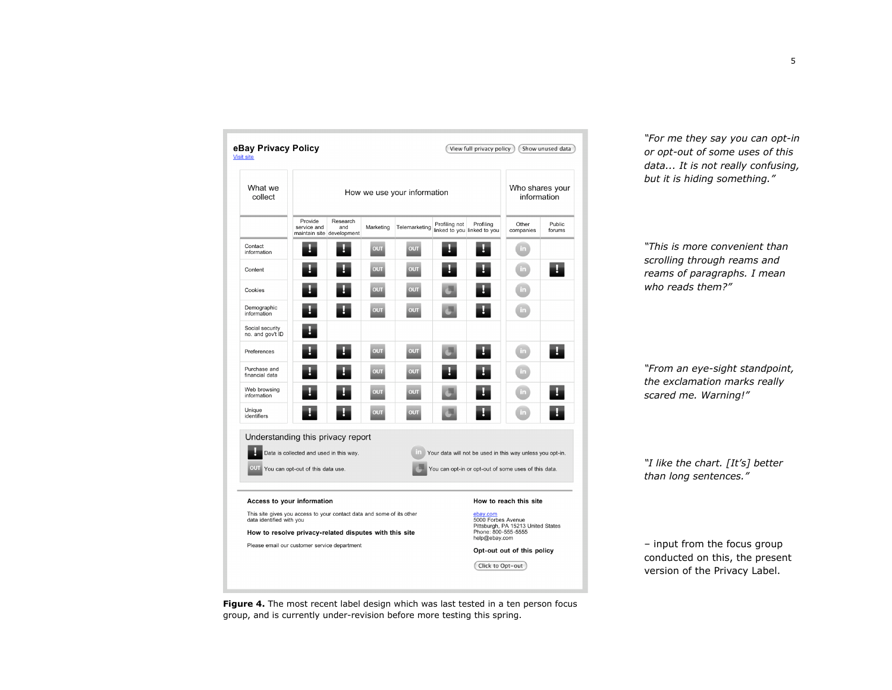**eBay Privacy Policy**

Visit site

View full privacy policy | Show unused data

| What we collect | How we use your information | | | | | | Who shares your information | |
|---|---|---|---|---|---|---|---|---|
| | Provide service and maintain site | Research and development | Marketing | Telemarketing | Profiling not linked to you | Profiling linked to you | Other companies | Public forums |
| Contact information | ! | ! | OUT | OUT | ! | ! | in | |
| Content | ! | ! | OUT | OUT | ! | ! | in | ! |
| Cookies | ! | ! | OUT | OUT | ◐ | ! | in | |
| Demographic information | ! | ! | OUT | OUT | ◐ | ! | in | |
| Social security no. and gov't ID | ! | | | | | | | |
| Preferences | ! | ! | OUT | OUT | ◐ | ! | in | ! |
| Purchase and financial data | ! | ! | OUT | OUT | ! | ! | in | |
| Web browsing information | ! | ! | OUT | OUT | ◐ | ! | in | ! |
| Unique identifiers | ! | ! | OUT | OUT | ◐ | ! | in | ! |

**Understanding this privacy report**

- ! Data is collected and used in this way.
- OUT You can opt-out of this data use.
- in Your data will not be used in this way unless you opt-in.
- ◐ You can opt-in or opt-out of some uses of this data.

**Access to your information**

This site gives you access to your contact data and some of its other data identified with you

**How to resolve privacy-related disputes with this site**

Please email our customer service department

**How to reach this site**

ebay.com
5000 Forbes Avenue
Pittsburgh, PA 15213 United States
Phone: 800-555-5555
help@ebay.com

**Opt-out out of this policy**

Click to Opt-out

**Figure 4.** The most recent label design which was last tested in a ten person focus group, and is currently under-revision before more testing this spring.

*"For me they say you can opt-in or opt-out of some uses of this data... It is not really confusing, but it is hiding something."*

*"This is more convenient than scrolling through reams and reams of paragraphs. I mean who reads them?"*

*"From an eye-sight standpoint, the exclamation marks really scared me. Warning!"*

*"I like the chart. [It's] better than long sentences."*

– input from the focus group conducted on this, the present version of the Privacy Label.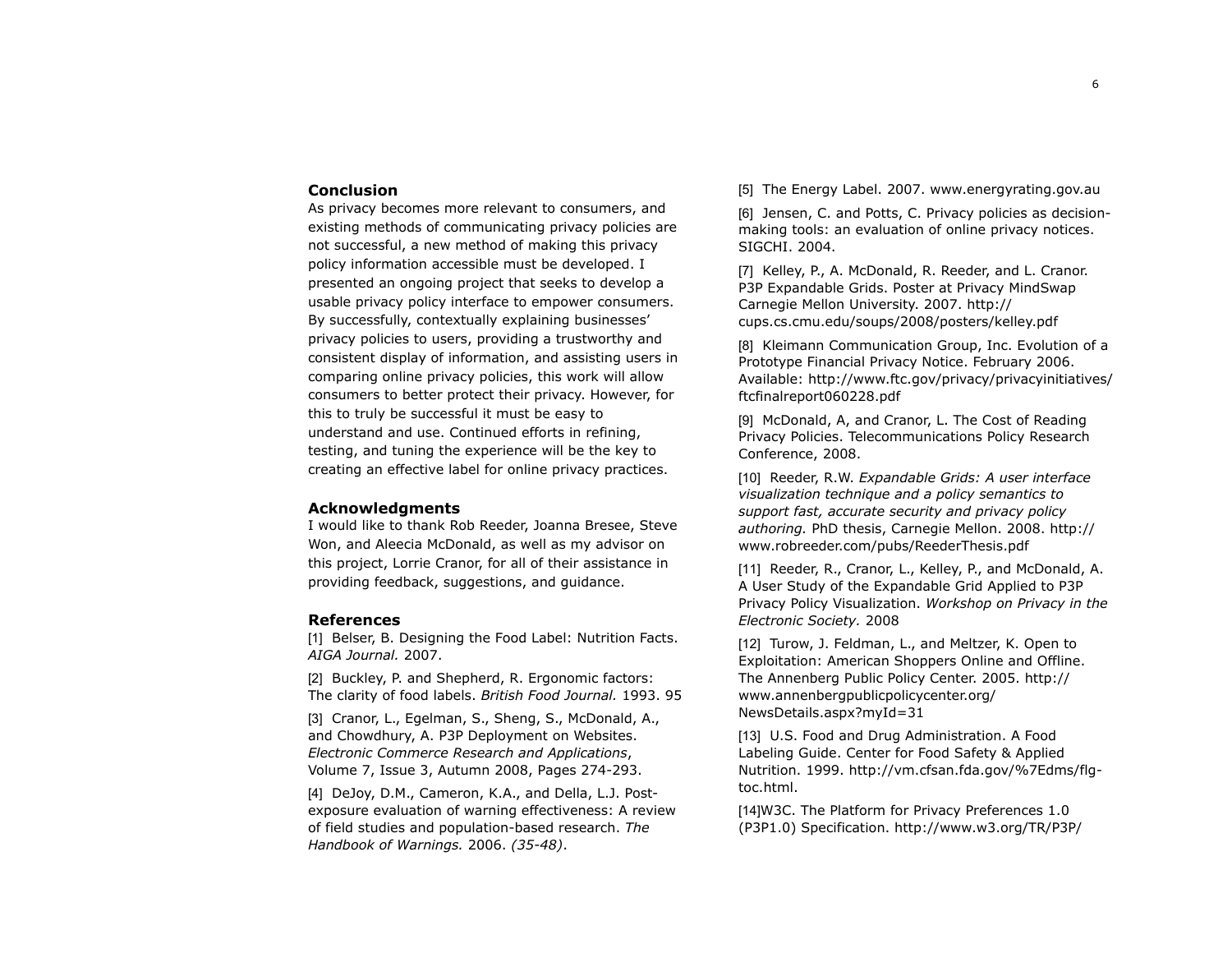## Conclusion

As privacy becomes more relevant to consumers, and existing methods of communicating privacy policies are not successful, a new method of making this privacy policy information accessible must be developed. I presented an ongoing project that seeks to develop a usable privacy policy interface to empower consumers. By successfully, contextually explaining businesses' privacy policies to users, providing a trustworthy and consistent display of information, and assisting users in comparing online privacy policies, this work will allow consumers to better protect their privacy. However, for this to truly be successful it must be easy to understand and use. Continued efforts in refining, testing, and tuning the experience will be the key to creating an effective label for online privacy practices.

## Acknowledgments

I would like to thank Rob Reeder, Joanna Bresee, Steve Won, and Aleecia McDonald, as well as my advisor on this project, Lorrie Cranor, for all of their assistance in providing feedback, suggestions, and guidance.

## References

[1] Belser, B. Designing the Food Label: Nutrition Facts. *AIGA Journal.* 2007.

[2] Buckley, P. and Shepherd, R. Ergonomic factors: The clarity of food labels. *British Food Journal.* 1993. 95

[3] Cranor, L., Egelman, S., Sheng, S., McDonald, A., and Chowdhury, A. P3P Deployment on Websites. *Electronic Commerce Research and Applications*, Volume 7, Issue 3, Autumn 2008, Pages 274-293.

[4] DeJoy, D.M., Cameron, K.A., and Della, L.J. Post-exposure evaluation of warning effectiveness: A review of field studies and population-based research. *The Handbook of Warnings.* 2006. *(35-48)*.

[5] The Energy Label. 2007. www.energyrating.gov.au

[6] Jensen, C. and Potts, C. Privacy policies as decision-making tools: an evaluation of online privacy notices. SIGCHI. 2004.

[7] Kelley, P., A. McDonald, R. Reeder, and L. Cranor. P3P Expandable Grids. Poster at Privacy MindSwap Carnegie Mellon University. 2007. http://cups.cs.cmu.edu/soups/2008/posters/kelley.pdf

[8] Kleimann Communication Group, Inc. Evolution of a Prototype Financial Privacy Notice. February 2006. Available: http://www.ftc.gov/privacy/privacyinitiatives/ftcfinalreport060228.pdf

[9] McDonald, A, and Cranor, L. The Cost of Reading Privacy Policies. Telecommunications Policy Research Conference, 2008.

[10] Reeder, R.W. *Expandable Grids: A user interface visualization technique and a policy semantics to support fast, accurate security and privacy policy authoring.* PhD thesis, Carnegie Mellon. 2008. http://www.robreeder.com/pubs/ReederThesis.pdf

[11] Reeder, R., Cranor, L., Kelley, P., and McDonald, A. A User Study of the Expandable Grid Applied to P3P Privacy Policy Visualization. *Workshop on Privacy in the Electronic Society.* 2008

[12] Turow, J. Feldman, L., and Meltzer, K. Open to Exploitation: American Shoppers Online and Offline. The Annenberg Public Policy Center. 2005. http://www.annenbergpublicpolicycenter.org/NewsDetails.aspx?myId=31

[13] U.S. Food and Drug Administration. A Food Labeling Guide. Center for Food Safety & Applied Nutrition. 1999. http://vm.cfsan.fda.gov/%7Edms/flg-toc.html.

[14]W3C. The Platform for Privacy Preferences 1.0 (P3P1.0) Specification. http://www.w3.org/TR/P3P/